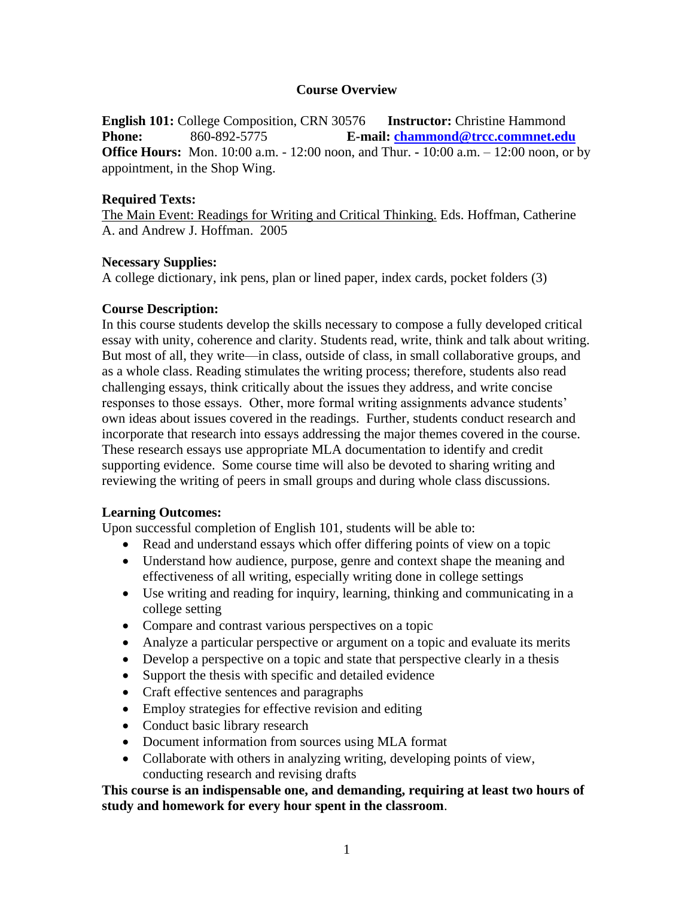# Course Overview

**English 101:** College Composition, CRN 30576 **Instructor:** Christine Hammond
**Phone:** 860-892-5775 **E-mail:** **chammond@trcc.commnet.edu**
**Office Hours:** Mon. 10:00 a.m. - 12:00 noon, and Thur. - 10:00 a.m. – 12:00 noon, or by appointment, in the Shop Wing.

**Required Texts:**
The Main Event: Readings for Writing and Critical Thinking. Eds. Hoffman, Catherine A. and Andrew J. Hoffman. 2005

**Necessary Supplies:**
A college dictionary, ink pens, plan or lined paper, index cards, pocket folders (3)

**Course Description:**
In this course students develop the skills necessary to compose a fully developed critical essay with unity, coherence and clarity. Students read, write, think and talk about writing. But most of all, they write—in class, outside of class, in small collaborative groups, and as a whole class. Reading stimulates the writing process; therefore, students also read challenging essays, think critically about the issues they address, and write concise responses to those essays. Other, more formal writing assignments advance students' own ideas about issues covered in the readings. Further, students conduct research and incorporate that research into essays addressing the major themes covered in the course. These research essays use appropriate MLA documentation to identify and credit supporting evidence. Some course time will also be devoted to sharing writing and reviewing the writing of peers in small groups and during whole class discussions.

**Learning Outcomes:**
Upon successful completion of English 101, students will be able to:

- Read and understand essays which offer differing points of view on a topic
- Understand how audience, purpose, genre and context shape the meaning and effectiveness of all writing, especially writing done in college settings
- Use writing and reading for inquiry, learning, thinking and communicating in a college setting
- Compare and contrast various perspectives on a topic
- Analyze a particular perspective or argument on a topic and evaluate its merits
- Develop a perspective on a topic and state that perspective clearly in a thesis
- Support the thesis with specific and detailed evidence
- Craft effective sentences and paragraphs
- Employ strategies for effective revision and editing
- Conduct basic library research
- Document information from sources using MLA format
- Collaborate with others in analyzing writing, developing points of view, conducting research and revising drafts

**This course is an indispensable one, and demanding, requiring at least two hours of study and homework for every hour spent in the classroom**.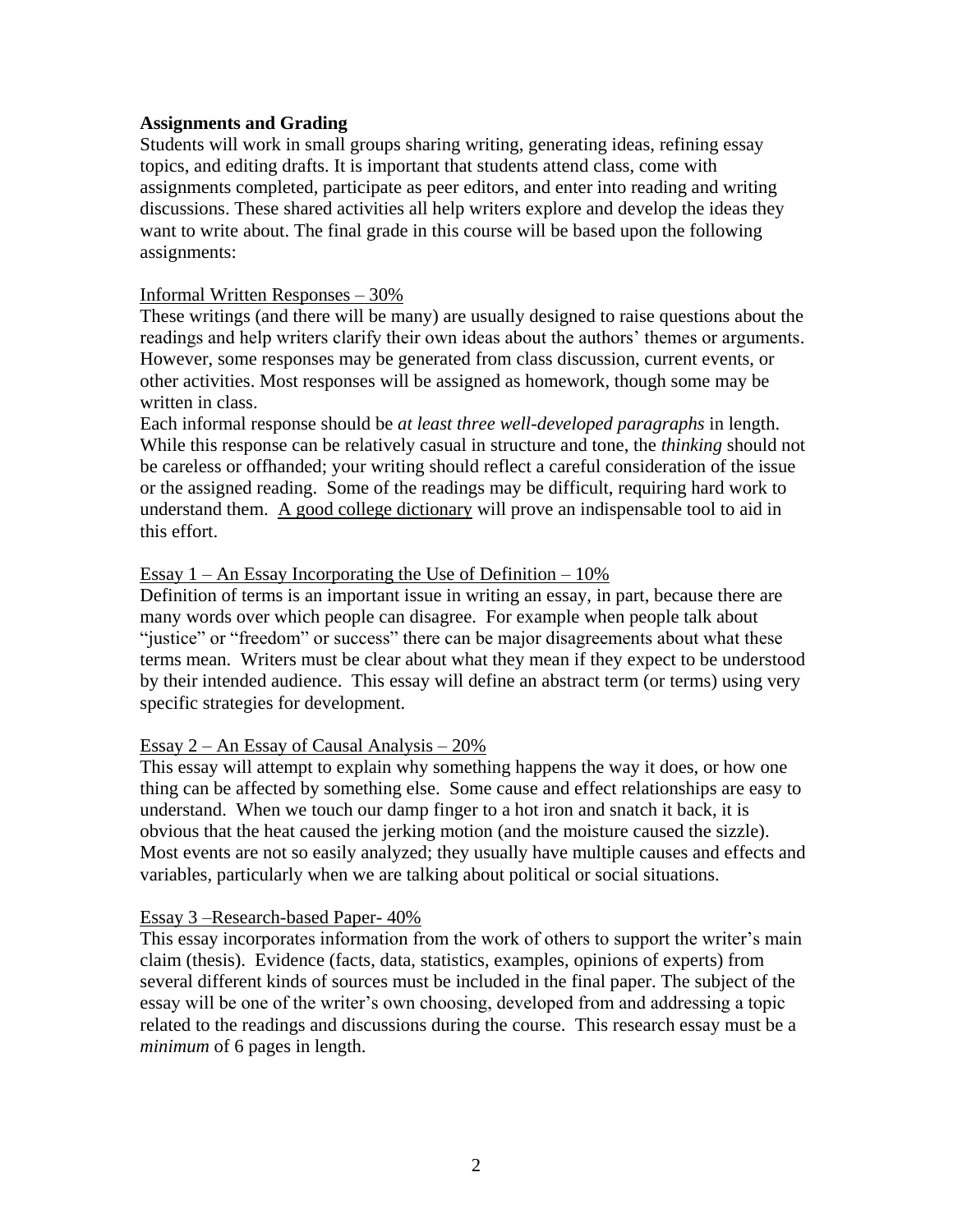**Assignments and Grading**

Students will work in small groups sharing writing, generating ideas, refining essay topics, and editing drafts. It is important that students attend class, come with assignments completed, participate as peer editors, and enter into reading and writing discussions. These shared activities all help writers explore and develop the ideas they want to write about. The final grade in this course will be based upon the following assignments:

<u>Informal Written Responses – 30%</u>

These writings (and there will be many) are usually designed to raise questions about the readings and help writers clarify their own ideas about the authors' themes or arguments. However, some responses may be generated from class discussion, current events, or other activities. Most responses will be assigned as homework, though some may be written in class.

Each informal response should be *at least three well-developed paragraphs* in length. While this response can be relatively casual in structure and tone, the *thinking* should not be careless or offhanded; your writing should reflect a careful consideration of the issue or the assigned reading. Some of the readings may be difficult, requiring hard work to understand them. <u>A good college dictionary</u> will prove an indispensable tool to aid in this effort.

<u>Essay 1 – An Essay Incorporating the Use of Definition – 10%</u>

Definition of terms is an important issue in writing an essay, in part, because there are many words over which people can disagree. For example when people talk about "justice" or "freedom" or success" there can be major disagreements about what these terms mean. Writers must be clear about what they mean if they expect to be understood by their intended audience. This essay will define an abstract term (or terms) using very specific strategies for development.

<u>Essay 2 – An Essay of Causal Analysis – 20%</u>

This essay will attempt to explain why something happens the way it does, or how one thing can be affected by something else. Some cause and effect relationships are easy to understand. When we touch our damp finger to a hot iron and snatch it back, it is obvious that the heat caused the jerking motion (and the moisture caused the sizzle). Most events are not so easily analyzed; they usually have multiple causes and effects and variables, particularly when we are talking about political or social situations.

<u>Essay 3 –Research-based Paper- 40%</u>

This essay incorporates information from the work of others to support the writer's main claim (thesis). Evidence (facts, data, statistics, examples, opinions of experts) from several different kinds of sources must be included in the final paper. The subject of the essay will be one of the writer's own choosing, developed from and addressing a topic related to the readings and discussions during the course. This research essay must be a *minimum* of 6 pages in length.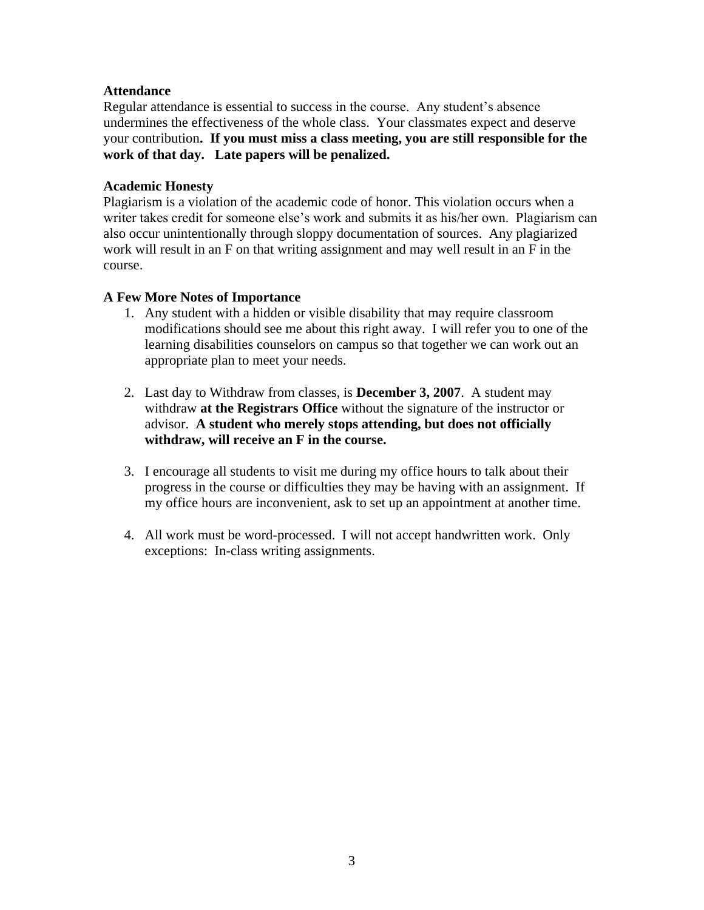**Attendance**

Regular attendance is essential to success in the course. Any student's absence undermines the effectiveness of the whole class. Your classmates expect and deserve your contribution**. If you must miss a class meeting, you are still responsible for the work of that day. Late papers will be penalized.**

**Academic Honesty**

Plagiarism is a violation of the academic code of honor. This violation occurs when a writer takes credit for someone else's work and submits it as his/her own. Plagiarism can also occur unintentionally through sloppy documentation of sources. Any plagiarized work will result in an F on that writing assignment and may well result in an F in the course.

**A Few More Notes of Importance**

1. Any student with a hidden or visible disability that may require classroom modifications should see me about this right away. I will refer you to one of the learning disabilities counselors on campus so that together we can work out an appropriate plan to meet your needs.

2. Last day to Withdraw from classes, is **December 3, 2007**. A student may withdraw **at the Registrars Office** without the signature of the instructor or advisor. **A student who merely stops attending, but does not officially withdraw, will receive an F in the course.**

3. I encourage all students to visit me during my office hours to talk about their progress in the course or difficulties they may be having with an assignment. If my office hours are inconvenient, ask to set up an appointment at another time.

4. All work must be word-processed. I will not accept handwritten work. Only exceptions: In-class writing assignments.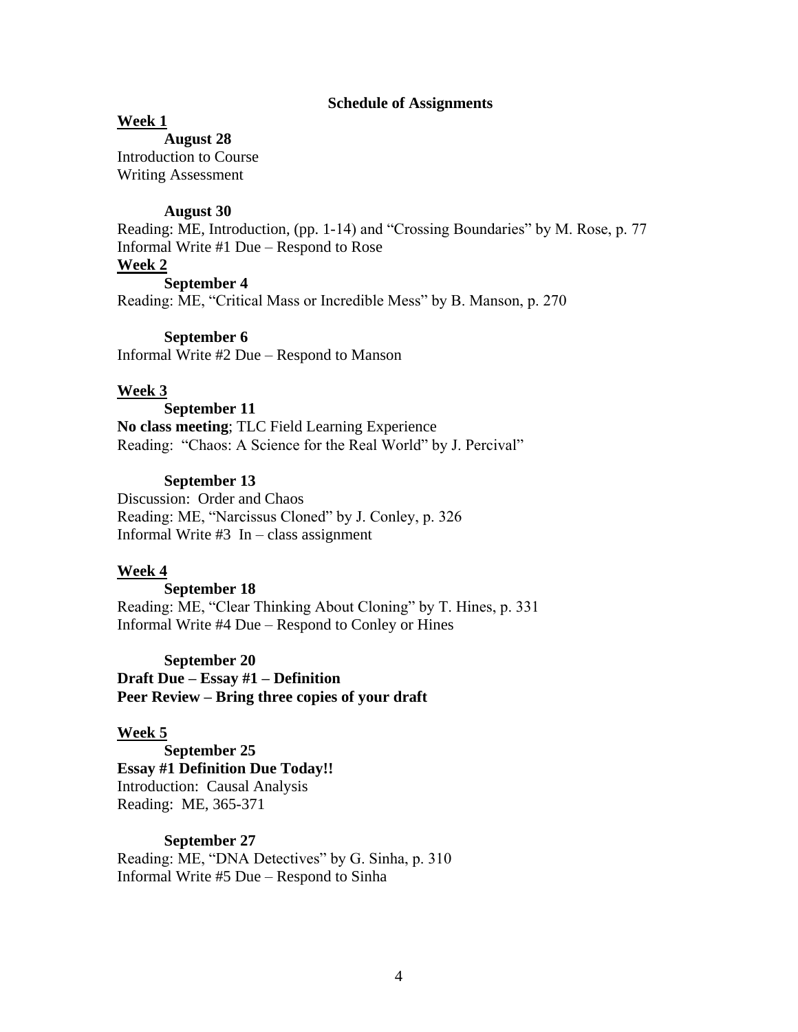**Schedule of Assignments**

**Week 1**

**August 28**

Introduction to Course
Writing Assessment

**August 30**

Reading: ME, Introduction, (pp. 1-14) and "Crossing Boundaries" by M. Rose, p. 77
Informal Write #1 Due – Respond to Rose

**Week 2**

**September 4**

Reading: ME, "Critical Mass or Incredible Mess" by B. Manson, p. 270

**September 6**

Informal Write #2 Due – Respond to Manson

**Week 3**

**September 11**

**No class meeting**; TLC Field Learning Experience
Reading: "Chaos: A Science for the Real World" by J. Percival"

**September 13**

Discussion: Order and Chaos
Reading: ME, "Narcissus Cloned" by J. Conley, p. 326
Informal Write #3 In – class assignment

**Week 4**

**September 18**

Reading: ME, "Clear Thinking About Cloning" by T. Hines, p. 331
Informal Write #4 Due – Respond to Conley or Hines

**September 20**

**Draft Due – Essay #1 – Definition**
**Peer Review – Bring three copies of your draft**

**Week 5**

**September 25**

**Essay #1 Definition Due Today!!**
Introduction: Causal Analysis
Reading: ME, 365-371

**September 27**

Reading: ME, "DNA Detectives" by G. Sinha, p. 310
Informal Write #5 Due – Respond to Sinha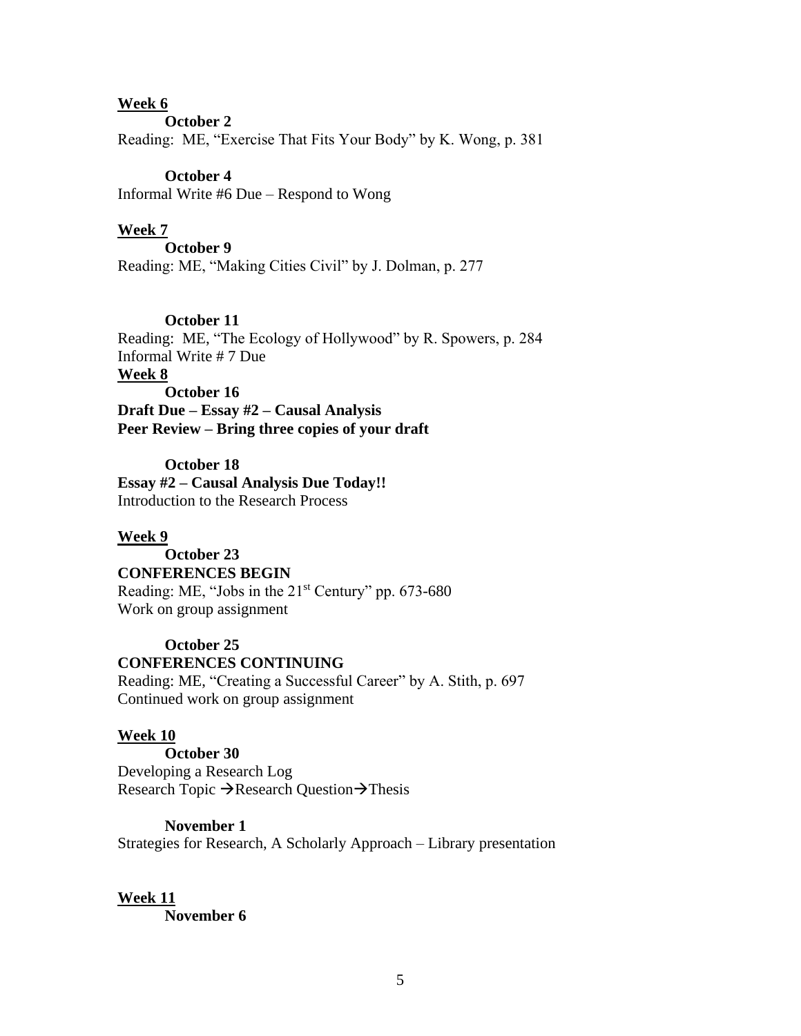**Week 6**

**October 2**

Reading: ME, "Exercise That Fits Your Body" by K. Wong, p. 381

**October 4**

Informal Write #6 Due – Respond to Wong

**Week 7**

**October 9**

Reading: ME, "Making Cities Civil" by J. Dolman, p. 277

**October 11**

Reading: ME, "The Ecology of Hollywood" by R. Spowers, p. 284
Informal Write # 7 Due

**Week 8**

**October 16**

**Draft Due – Essay #2 – Causal Analysis**
**Peer Review – Bring three copies of your draft**

**October 18**

**Essay #2 – Causal Analysis Due Today!!**
Introduction to the Research Process

**Week 9**

**October 23**

**CONFERENCES BEGIN**
Reading: ME, "Jobs in the 21st Century" pp. 673-680
Work on group assignment

**October 25**

**CONFERENCES CONTINUING**
Reading: ME, "Creating a Successful Career" by A. Stith, p. 697
Continued work on group assignment

**Week 10**

**October 30**

Developing a Research Log
Research Topic → Research Question → Thesis

**November 1**

Strategies for Research, A Scholarly Approach – Library presentation

**Week 11**

**November 6**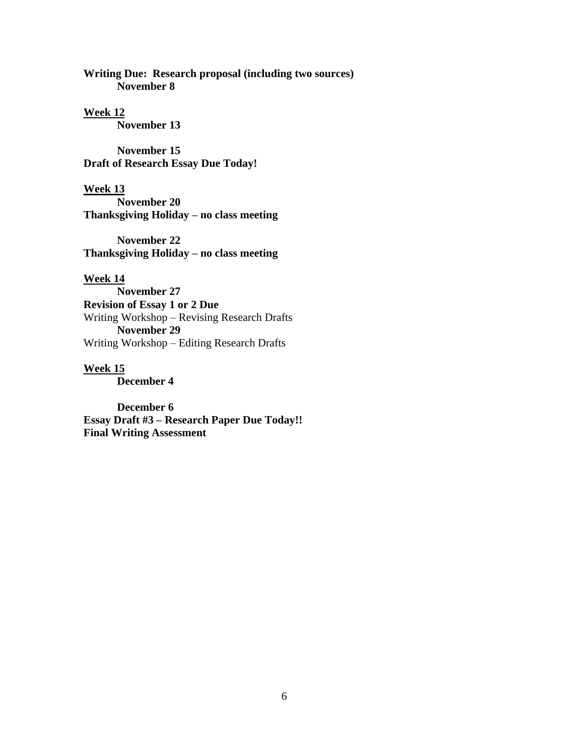**Writing Due: Research proposal (including two sources)**

**November 8**

**Week 12**

**November 13**

**November 15**

**Draft of Research Essay Due Today!**

**Week 13**

**November 20**

**Thanksgiving Holiday – no class meeting**

**November 22**

**Thanksgiving Holiday – no class meeting**

**Week 14**

**November 27**

**Revision of Essay 1 or 2 Due**

Writing Workshop – Revising Research Drafts

**November 29**

Writing Workshop – Editing Research Drafts

**Week 15**

**December 4**

**December 6**

**Essay Draft #3 – Research Paper Due Today!!**

**Final Writing Assessment**